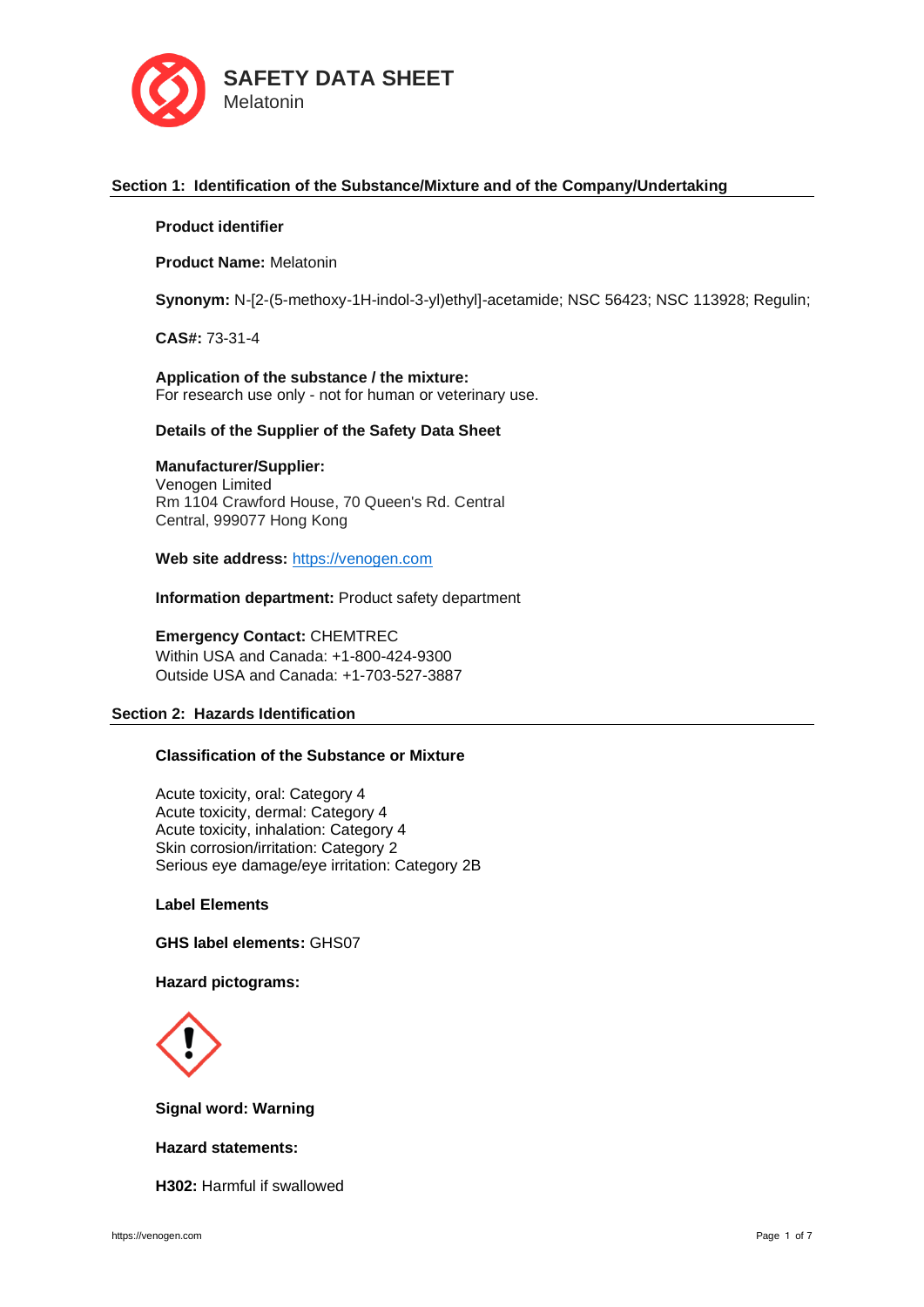# SAFETY DATA SHEET

Melatonin

## Section 1: Identification of the Substance/Mixture and of the Company/Undertaking

**Product identifier**

**Product Name:** Melatonin

**Synonym:** N-[2-(5-methoxy-1H-indol-3-yl)ethyl]-acetamide; NSC 56423; NSC 113928; Regulin;

**CAS#:** 73-31-4

**Application of the substance / the mixture:**
For research use only - not for human or veterinary use.

**Details of the Supplier of the Safety Data Sheet**

**Manufacturer/Supplier:**
Venogen Limited
Rm 1104 Crawford House, 70 Queen's Rd. Central
Central, 999077 Hong Kong

**Web site address:** https://venogen.com

**Information department:** Product safety department

**Emergency Contact:** CHEMTREC
Within USA and Canada: +1-800-424-9300
Outside USA and Canada: +1-703-527-3887

## Section 2: Hazards Identification

**Classification of the Substance or Mixture**

Acute toxicity, oral: Category 4
Acute toxicity, dermal: Category 4
Acute toxicity, inhalation: Category 4
Skin corrosion/irritation: Category 2
Serious eye damage/eye irritation: Category 2B

**Label Elements**

**GHS label elements:** GHS07

**Hazard pictograms:**

**Signal word: Warning**

**Hazard statements:**

**H302:** Harmful if swallowed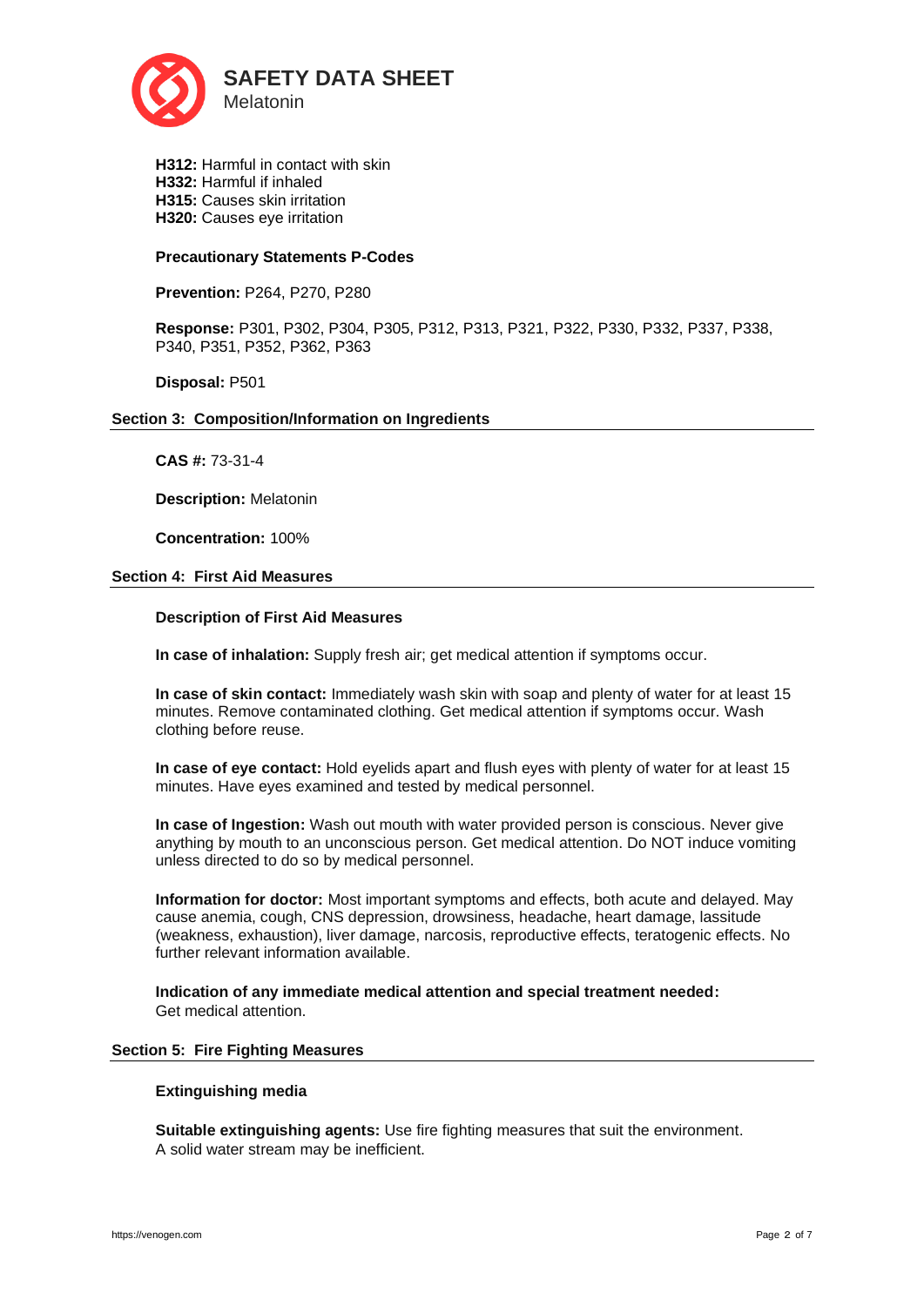**H312:** Harmful in contact with skin
**H332:** Harmful if inhaled
**H315:** Causes skin irritation
**H320:** Causes eye irritation

**Precautionary Statements P-Codes**

**Prevention:** P264, P270, P280

**Response:** P301, P302, P304, P305, P312, P313, P321, P322, P330, P332, P337, P338, P340, P351, P352, P362, P363

**Disposal:** P501

## Section 3: Composition/Information on Ingredients

**CAS #:** 73-31-4

**Description:** Melatonin

**Concentration:** 100%

## Section 4: First Aid Measures

**Description of First Aid Measures**

**In case of inhalation:** Supply fresh air; get medical attention if symptoms occur.

**In case of skin contact:** Immediately wash skin with soap and plenty of water for at least 15 minutes. Remove contaminated clothing. Get medical attention if symptoms occur. Wash clothing before reuse.

**In case of eye contact:** Hold eyelids apart and flush eyes with plenty of water for at least 15 minutes. Have eyes examined and tested by medical personnel.

**In case of Ingestion:** Wash out mouth with water provided person is conscious. Never give anything by mouth to an unconscious person. Get medical attention. Do NOT induce vomiting unless directed to do so by medical personnel.

**Information for doctor:** Most important symptoms and effects, both acute and delayed. May cause anemia, cough, CNS depression, drowsiness, headache, heart damage, lassitude (weakness, exhaustion), liver damage, narcosis, reproductive effects, teratogenic effects. No further relevant information available.

**Indication of any immediate medical attention and special treatment needed:**
Get medical attention.

## Section 5: Fire Fighting Measures

**Extinguishing media**

**Suitable extinguishing agents:** Use fire fighting measures that suit the environment.
A solid water stream may be inefficient.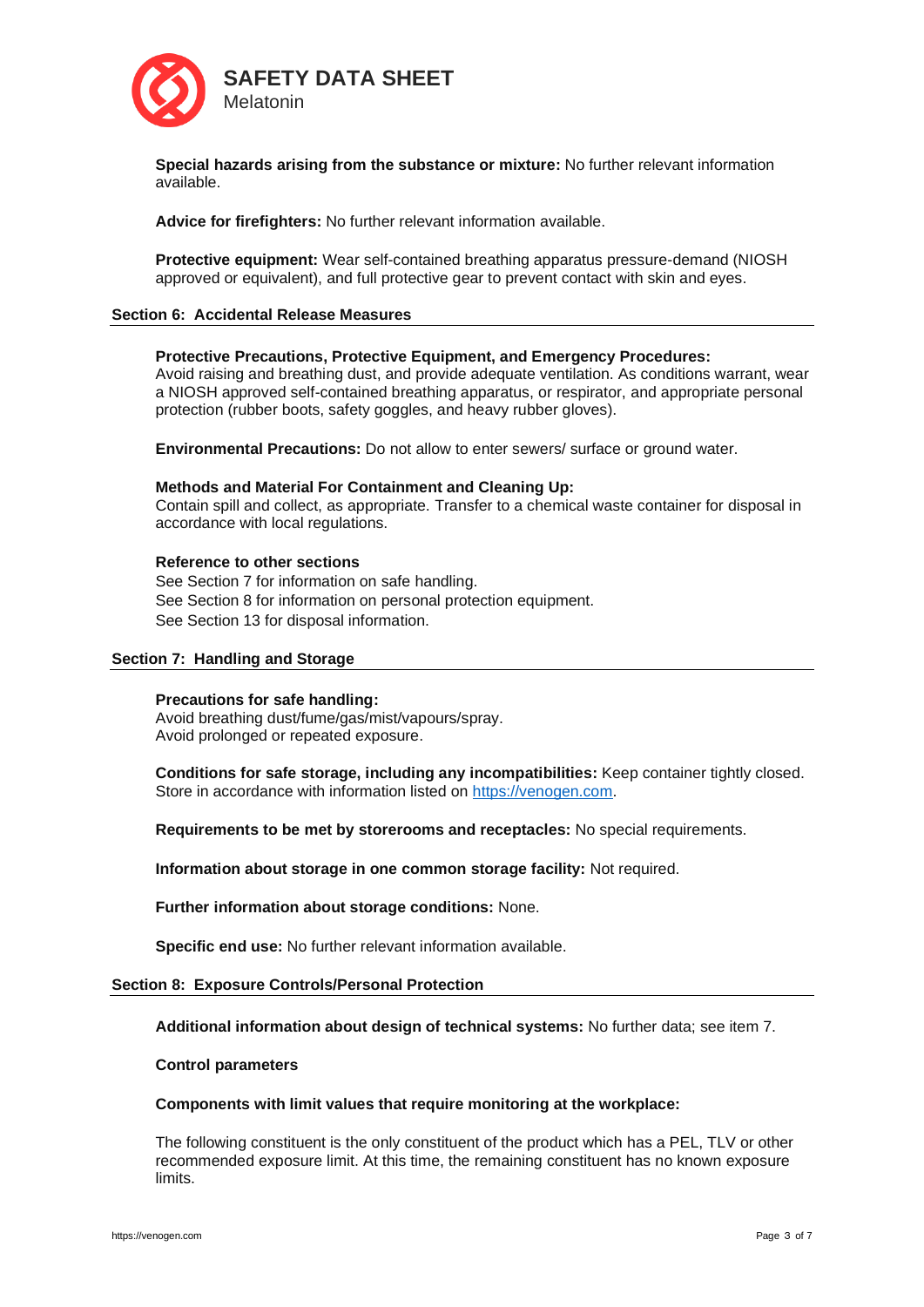**Special hazards arising from the substance or mixture:** No further relevant information available.

**Advice for firefighters:** No further relevant information available.

**Protective equipment:** Wear self-contained breathing apparatus pressure-demand (NIOSH approved or equivalent), and full protective gear to prevent contact with skin and eyes.

## Section 6: Accidental Release Measures

**Protective Precautions, Protective Equipment, and Emergency Procedures:**
Avoid raising and breathing dust, and provide adequate ventilation. As conditions warrant, wear a NIOSH approved self-contained breathing apparatus, or respirator, and appropriate personal protection (rubber boots, safety goggles, and heavy rubber gloves).

**Environmental Precautions:** Do not allow to enter sewers/ surface or ground water.

**Methods and Material For Containment and Cleaning Up:**
Contain spill and collect, as appropriate. Transfer to a chemical waste container for disposal in accordance with local regulations.

**Reference to other sections**
See Section 7 for information on safe handling.
See Section 8 for information on personal protection equipment.
See Section 13 for disposal information.

## Section 7: Handling and Storage

**Precautions for safe handling:**
Avoid breathing dust/fume/gas/mist/vapours/spray.
Avoid prolonged or repeated exposure.

**Conditions for safe storage, including any incompatibilities:** Keep container tightly closed. Store in accordance with information listed on https://venogen.com.

**Requirements to be met by storerooms and receptacles:** No special requirements.

**Information about storage in one common storage facility:** Not required.

**Further information about storage conditions:** None.

**Specific end use:** No further relevant information available.

## Section 8: Exposure Controls/Personal Protection

**Additional information about design of technical systems:** No further data; see item 7.

**Control parameters**

**Components with limit values that require monitoring at the workplace:**

The following constituent is the only constituent of the product which has a PEL, TLV or other recommended exposure limit. At this time, the remaining constituent has no known exposure limits.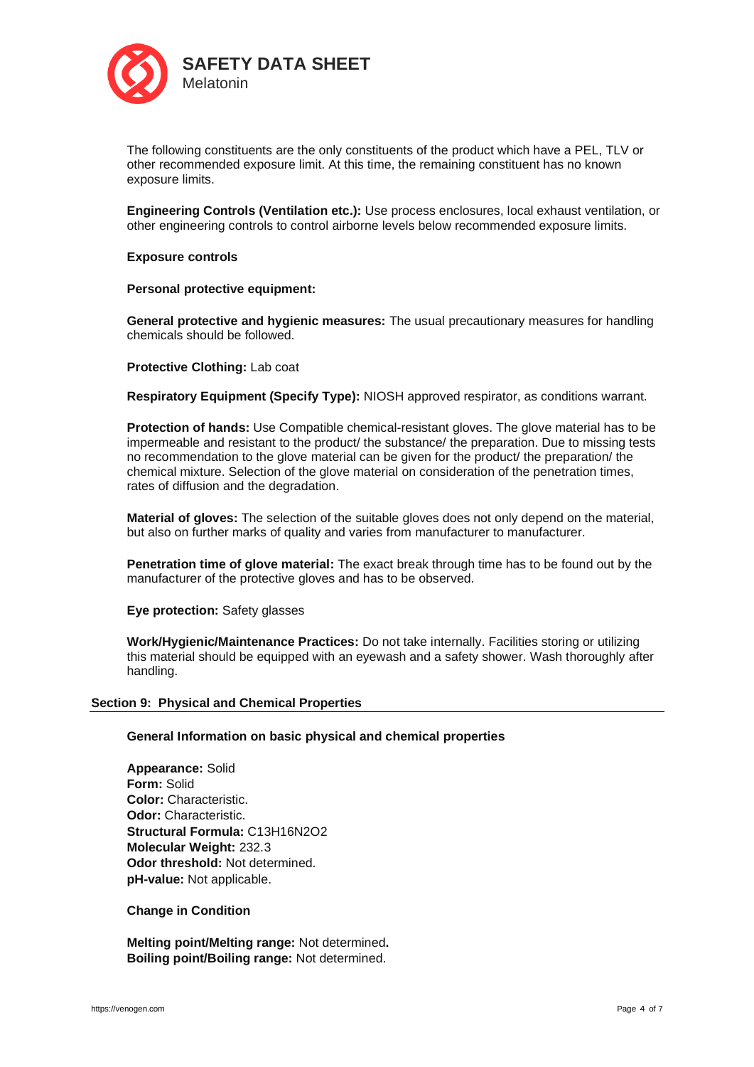The following constituents are the only constituents of the product which have a PEL, TLV or other recommended exposure limit. At this time, the remaining constituent has no known exposure limits.

**Engineering Controls (Ventilation etc.):** Use process enclosures, local exhaust ventilation, or other engineering controls to control airborne levels below recommended exposure limits.

**Exposure controls**

**Personal protective equipment:**

**General protective and hygienic measures:** The usual precautionary measures for handling chemicals should be followed.

**Protective Clothing:** Lab coat

**Respiratory Equipment (Specify Type):** NIOSH approved respirator, as conditions warrant.

**Protection of hands:** Use Compatible chemical-resistant gloves. The glove material has to be impermeable and resistant to the product/ the substance/ the preparation. Due to missing tests no recommendation to the glove material can be given for the product/ the preparation/ the chemical mixture. Selection of the glove material on consideration of the penetration times, rates of diffusion and the degradation.

**Material of gloves:** The selection of the suitable gloves does not only depend on the material, but also on further marks of quality and varies from manufacturer to manufacturer.

**Penetration time of glove material:** The exact break through time has to be found out by the manufacturer of the protective gloves and has to be observed.

**Eye protection:** Safety glasses

**Work/Hygienic/Maintenance Practices:** Do not take internally. Facilities storing or utilizing this material should be equipped with an eyewash and a safety shower. Wash thoroughly after handling.

## Section 9: Physical and Chemical Properties

**General Information on basic physical and chemical properties**

**Appearance:** Solid
**Form:** Solid
**Color:** Characteristic.
**Odor:** Characteristic.
**Structural Formula:** $C_{13}H_{16}N_2O_2$
**Molecular Weight:** 232.3
**Odor threshold:** Not determined.
**pH-value:** Not applicable.

**Change in Condition**

**Melting point/Melting range:** Not determined**.**
**Boiling point/Boiling range:** Not determined.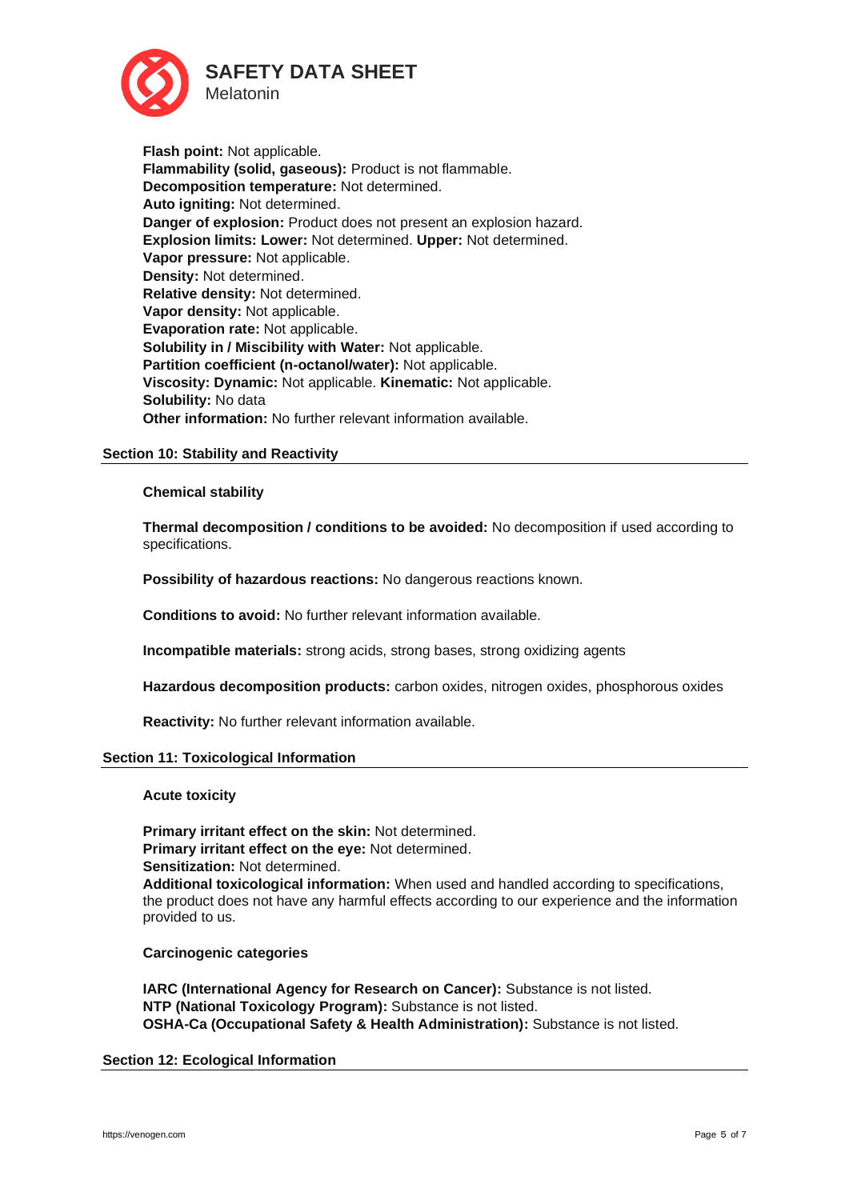**Flash point:** Not applicable.
**Flammability (solid, gaseous):** Product is not flammable.
**Decomposition temperature:** Not determined.
**Auto igniting:** Not determined.
**Danger of explosion:** Product does not present an explosion hazard.
**Explosion limits: Lower:** Not determined. **Upper:** Not determined.
**Vapor pressure:** Not applicable.
**Density:** Not determined.
**Relative density:** Not determined.
**Vapor density:** Not applicable.
**Evaporation rate:** Not applicable.
**Solubility in / Miscibility with Water:** Not applicable.
**Partition coefficient (n-octanol/water):** Not applicable.
**Viscosity: Dynamic:** Not applicable. **Kinematic:** Not applicable.
**Solubility:** No data
**Other information:** No further relevant information available.

## Section 10: Stability and Reactivity

**Chemical stability**

**Thermal decomposition / conditions to be avoided:** No decomposition if used according to specifications.

**Possibility of hazardous reactions:** No dangerous reactions known.

**Conditions to avoid:** No further relevant information available.

**Incompatible materials:** strong acids, strong bases, strong oxidizing agents

**Hazardous decomposition products:** carbon oxides, nitrogen oxides, phosphorous oxides

**Reactivity:** No further relevant information available.

## Section 11: Toxicological Information

**Acute toxicity**

**Primary irritant effect on the skin:** Not determined.
**Primary irritant effect on the eye:** Not determined.
**Sensitization:** Not determined.
**Additional toxicological information:** When used and handled according to specifications, the product does not have any harmful effects according to our experience and the information provided to us.

**Carcinogenic categories**

**IARC (International Agency for Research on Cancer):** Substance is not listed.
**NTP (National Toxicology Program):** Substance is not listed.
**OSHA-Ca (Occupational Safety & Health Administration):** Substance is not listed.

## Section 12: Ecological Information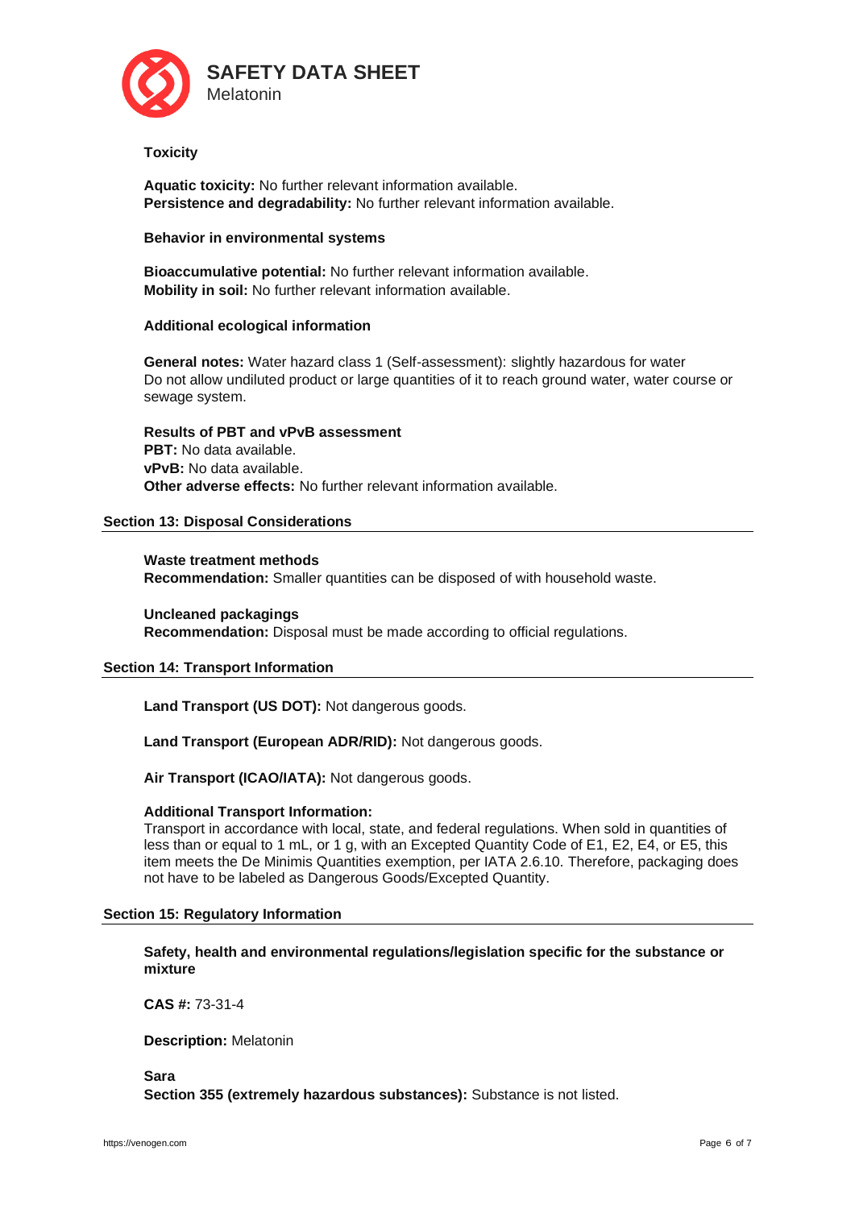**Toxicity**

**Aquatic toxicity:** No further relevant information available.
**Persistence and degradability:** No further relevant information available.

**Behavior in environmental systems**

**Bioaccumulative potential:** No further relevant information available.
**Mobility in soil:** No further relevant information available.

**Additional ecological information**

**General notes:** Water hazard class 1 (Self-assessment): slightly hazardous for water
Do not allow undiluted product or large quantities of it to reach ground water, water course or sewage system.

**Results of PBT and vPvB assessment**
**PBT:** No data available.
**vPvB:** No data available.
**Other adverse effects:** No further relevant information available.

## Section 13: Disposal Considerations

**Waste treatment methods**
**Recommendation:** Smaller quantities can be disposed of with household waste.

**Uncleaned packagings**
**Recommendation:** Disposal must be made according to official regulations.

## Section 14: Transport Information

**Land Transport (US DOT):** Not dangerous goods.

**Land Transport (European ADR/RID):** Not dangerous goods.

**Air Transport (ICAO/IATA):** Not dangerous goods.

**Additional Transport Information:**
Transport in accordance with local, state, and federal regulations. When sold in quantities of less than or equal to 1 mL, or 1 g, with an Excepted Quantity Code of E1, E2, E4, or E5, this item meets the De Minimis Quantities exemption, per IATA 2.6.10. Therefore, packaging does not have to be labeled as Dangerous Goods/Excepted Quantity.

## Section 15: Regulatory Information

**Safety, health and environmental regulations/legislation specific for the substance or mixture**

**CAS #:** 73-31-4

**Description:** Melatonin

**Sara**
**Section 355 (extremely hazardous substances):** Substance is not listed.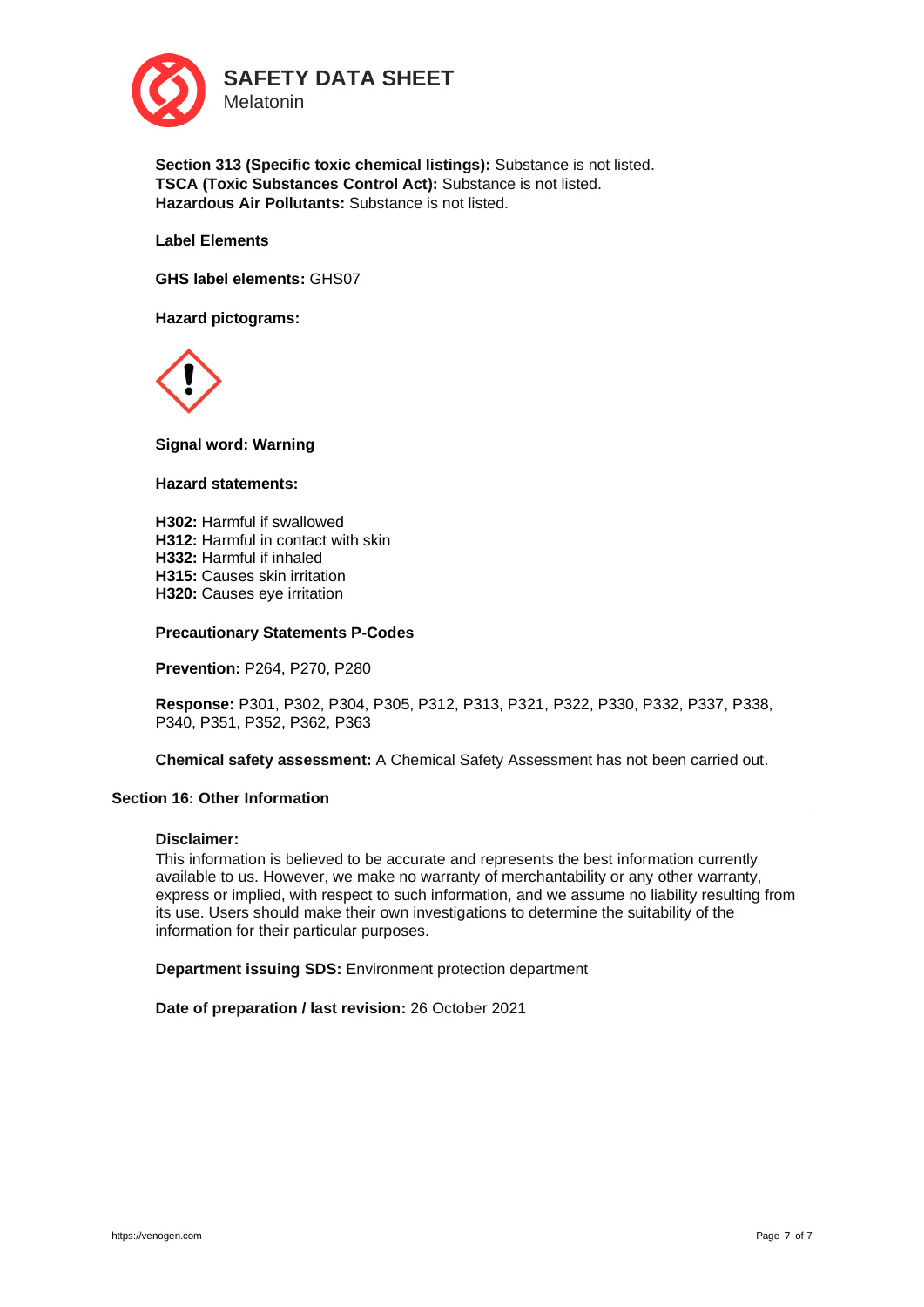**Section 313 (Specific toxic chemical listings):** Substance is not listed.
**TSCA (Toxic Substances Control Act):** Substance is not listed.
**Hazardous Air Pollutants:** Substance is not listed.

**Label Elements**

**GHS label elements:** GHS07

**Hazard pictograms:**

**Signal word: Warning**

**Hazard statements:**

**H302:** Harmful if swallowed
**H312:** Harmful in contact with skin
**H332:** Harmful if inhaled
**H315:** Causes skin irritation
**H320:** Causes eye irritation

**Precautionary Statements P-Codes**

**Prevention:** P264, P270, P280

**Response:** P301, P302, P304, P305, P312, P313, P321, P322, P330, P332, P337, P338, P340, P351, P352, P362, P363

**Chemical safety assessment:** A Chemical Safety Assessment has not been carried out.

## Section 16: Other Information

**Disclaimer:**
This information is believed to be accurate and represents the best information currently available to us. However, we make no warranty of merchantability or any other warranty, express or implied, with respect to such information, and we assume no liability resulting from its use. Users should make their own investigations to determine the suitability of the information for their particular purposes.

**Department issuing SDS:** Environment protection department

**Date of preparation / last revision:** 26 October 2021